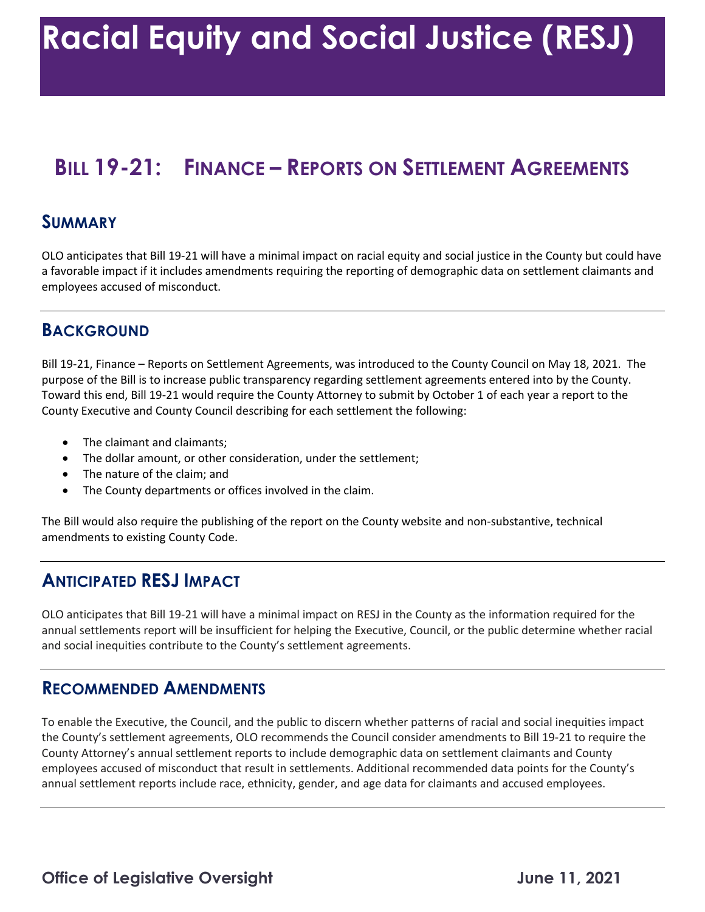# Racial Equity and Social Justice (RESJ)

## Bill 19-21: Finance – Reports on Settlement Agreements

### Summary

OLO anticipates that Bill 19-21 will have a minimal impact on racial equity and social justice in the County but could have a favorable impact if it includes amendments requiring the reporting of demographic data on settlement claimants and employees accused of misconduct.

### Background

Bill 19-21, Finance – Reports on Settlement Agreements, was introduced to the County Council on May 18, 2021. The purpose of the Bill is to increase public transparency regarding settlement agreements entered into by the County. Toward this end, Bill 19-21 would require the County Attorney to submit by October 1 of each year a report to the County Executive and County Council describing for each settlement the following:

- The claimant and claimants;
- The dollar amount, or other consideration, under the settlement;
- The nature of the claim; and
- The County departments or offices involved in the claim.

The Bill would also require the publishing of the report on the County website and non-substantive, technical amendments to existing County Code.

### Anticipated RESJ Impact

OLO anticipates that Bill 19-21 will have a minimal impact on RESJ in the County as the information required for the annual settlements report will be insufficient for helping the Executive, Council, or the public determine whether racial and social inequities contribute to the County's settlement agreements.

### Recommended Amendments

To enable the Executive, the Council, and the public to discern whether patterns of racial and social inequities impact the County's settlement agreements, OLO recommends the Council consider amendments to Bill 19-21 to require the County Attorney's annual settlement reports to include demographic data on settlement claimants and County employees accused of misconduct that result in settlements. Additional recommended data points for the County's annual settlement reports include race, ethnicity, gender, and age data for claimants and accused employees.

**Office of Legislative Oversight** **June 11, 2021**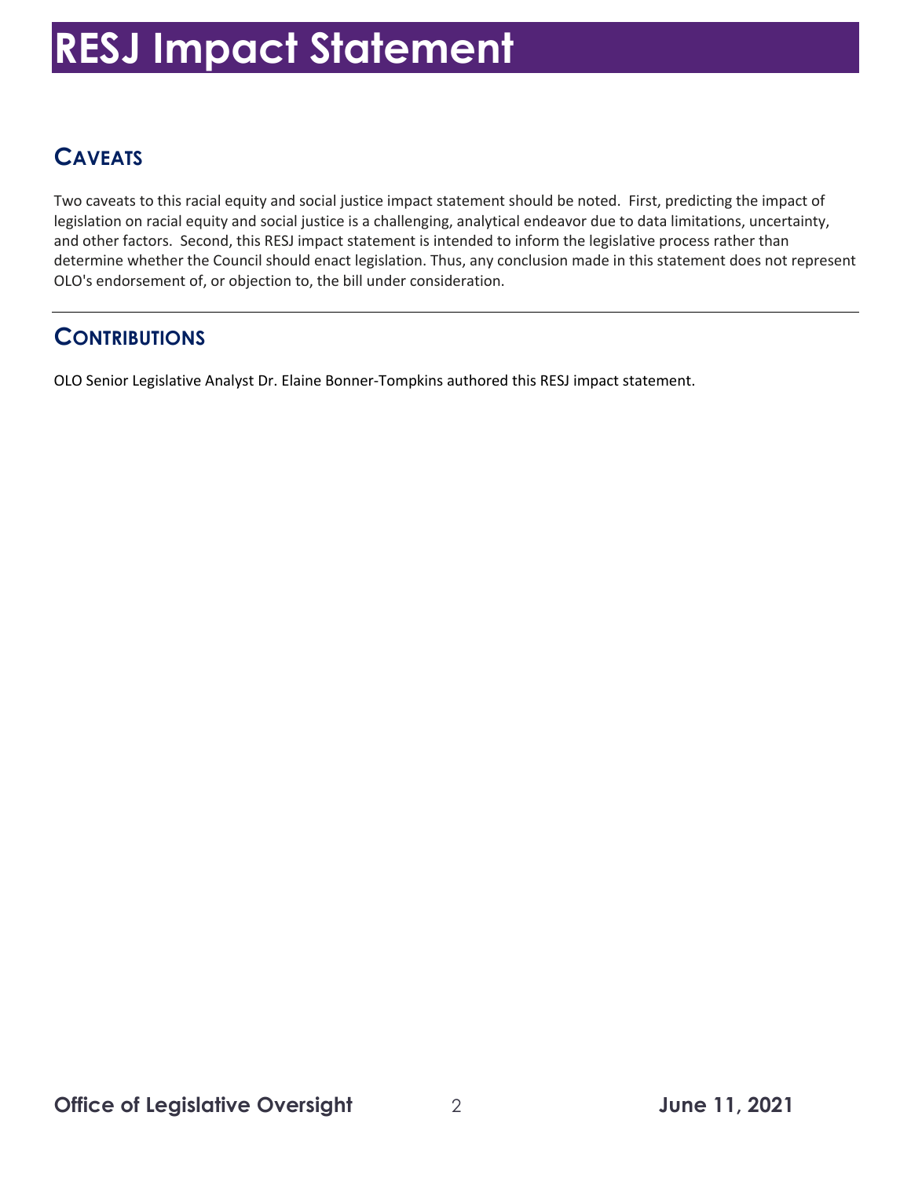# RESJ Impact Statement

## Caveats

Two caveats to this racial equity and social justice impact statement should be noted. First, predicting the impact of legislation on racial equity and social justice is a challenging, analytical endeavor due to data limitations, uncertainty, and other factors. Second, this RESJ impact statement is intended to inform the legislative process rather than determine whether the Council should enact legislation. Thus, any conclusion made in this statement does not represent OLO's endorsement of, or objection to, the bill under consideration.

## Contributions

OLO Senior Legislative Analyst Dr. Elaine Bonner-Tompkins authored this RESJ impact statement.